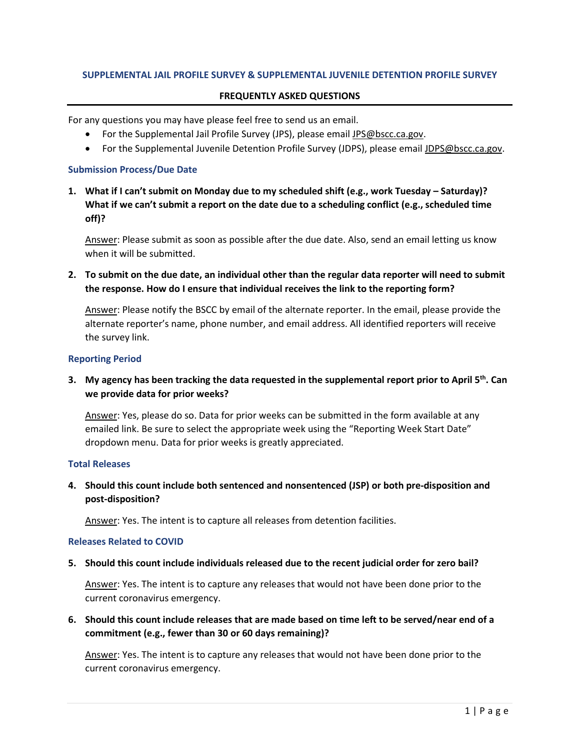# SUPPLEMENTAL JAIL PROFILE SURVEY & SUPPLEMENTAL JUVENILE DETENTION PROFILE SURVEY

## FREQUENTLY ASKED QUESTIONS

For any questions you may have please feel free to send us an email.

- For the Supplemental Jail Profile Survey (JPS), please email JPS@bscc.ca.gov.
- For the Supplemental Juvenile Detention Profile Survey (JDPS), please email JDPS@bscc.ca.gov.

### Submission Process/Due Date

1. **What if I can't submit on Monday due to my scheduled shift (e.g., work Tuesday – Saturday)? What if we can't submit a report on the date due to a scheduling conflict (e.g., scheduled time off)?**

   Answer: Please submit as soon as possible after the due date. Also, send an email letting us know when it will be submitted.

2. **To submit on the due date, an individual other than the regular data reporter will need to submit the response. How do I ensure that individual receives the link to the reporting form?**

   Answer: Please notify the BSCC by email of the alternate reporter. In the email, please provide the alternate reporter's name, phone number, and email address. All identified reporters will receive the survey link.

### Reporting Period

3. **My agency has been tracking the data requested in the supplemental report prior to April 5th. Can we provide data for prior weeks?**

   Answer: Yes, please do so. Data for prior weeks can be submitted in the form available at any emailed link. Be sure to select the appropriate week using the "Reporting Week Start Date" dropdown menu. Data for prior weeks is greatly appreciated.

### Total Releases

4. **Should this count include both sentenced and nonsentenced (JSP) or both pre-disposition and post-disposition?**

   Answer: Yes. The intent is to capture all releases from detention facilities.

### Releases Related to COVID

5. **Should this count include individuals released due to the recent judicial order for zero bail?**

   Answer: Yes. The intent is to capture any releases that would not have been done prior to the current coronavirus emergency.

6. **Should this count include releases that are made based on time left to be served/near end of a commitment (e.g., fewer than 30 or 60 days remaining)?**

   Answer: Yes. The intent is to capture any releases that would not have been done prior to the current coronavirus emergency.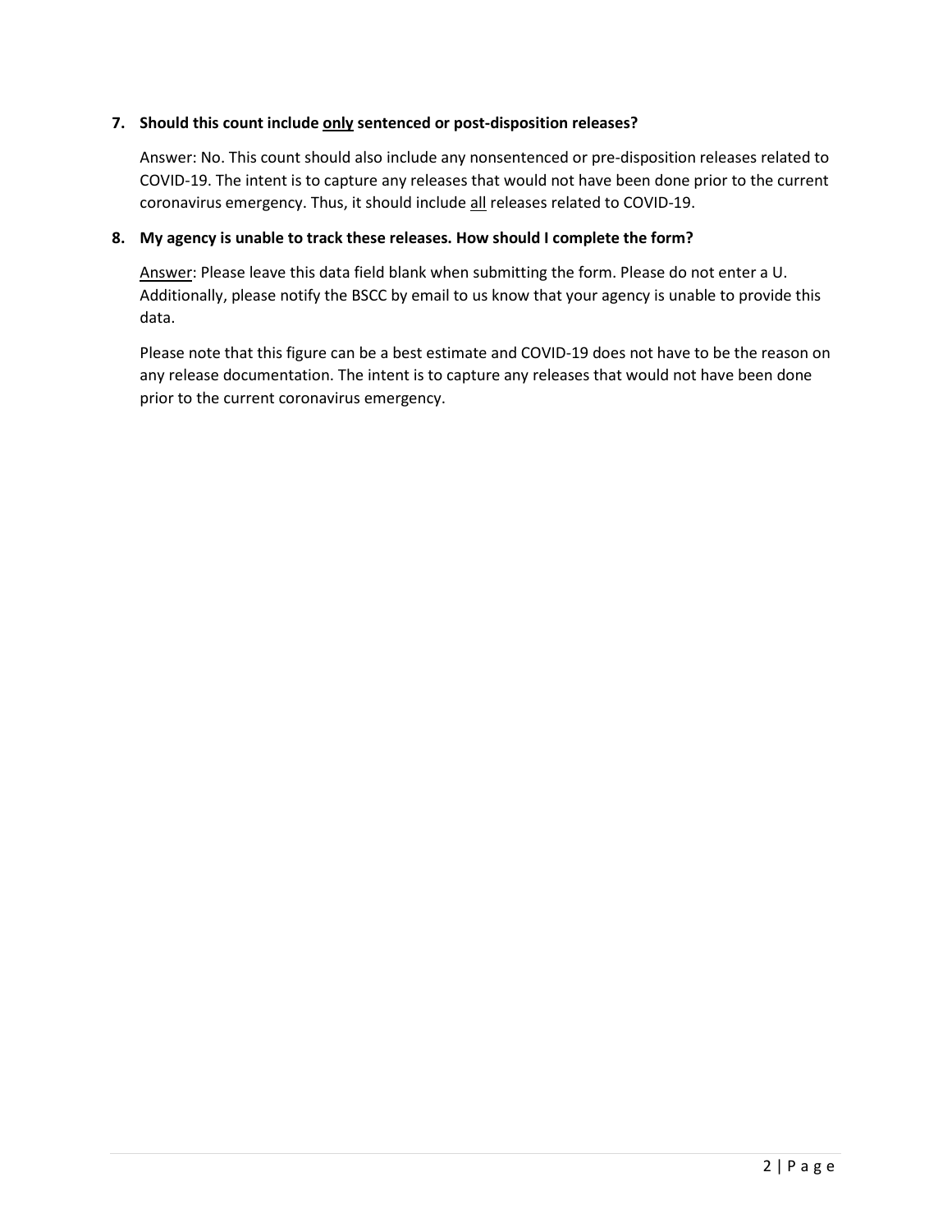**7. Should this count include <u>only</u> sentenced or post-disposition releases?**

Answer: No. This count should also include any nonsentenced or pre-disposition releases related to COVID-19. The intent is to capture any releases that would not have been done prior to the current coronavirus emergency. Thus, it should include <u>all</u> releases related to COVID-19.

**8. My agency is unable to track these releases. How should I complete the form?**

<u>Answer</u>: Please leave this data field blank when submitting the form. Please do not enter a U. Additionally, please notify the BSCC by email to us know that your agency is unable to provide this data.

Please note that this figure can be a best estimate and COVID-19 does not have to be the reason on any release documentation. The intent is to capture any releases that would not have been done prior to the current coronavirus emergency.